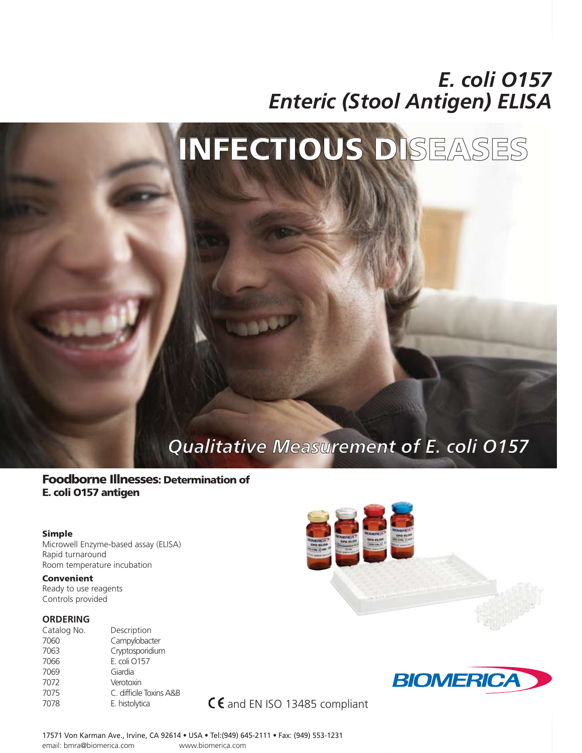# *E. coli O157*
# *Enteric (Stool Antigen) ELISA*

## INFECTIOUS DISEASES

*Qualitative Measurement of E. coli O157*

## Foodborne Illnesses: Determination of E. coli O157 antigen

**Simple**

Microwell Enzyme-based assay (ELISA)
Rapid turnaround
Room temperature incubation

**Convenient**

Ready to use reagents
Controls provided

**ORDERING**

| Catalog No. | Description |
|---|---|
| 7060 | Campylobacter |
| 7063 | Cryptosporidium |
| 7066 | E. coli O157 |
| 7069 | Giardia |
| 7072 | Verotoxin |
| 7075 | C. difficile Toxins A&B |
| 7078 | E. histolytica |

CE and EN ISO 13485 compliant

BIOMERICA

17571 Von Karman Ave., Irvine, CA 92614 • USA • Tel:(949) 645-2111 • Fax: (949) 553-1231
email: bmra@biomerica.com www.biomerica.com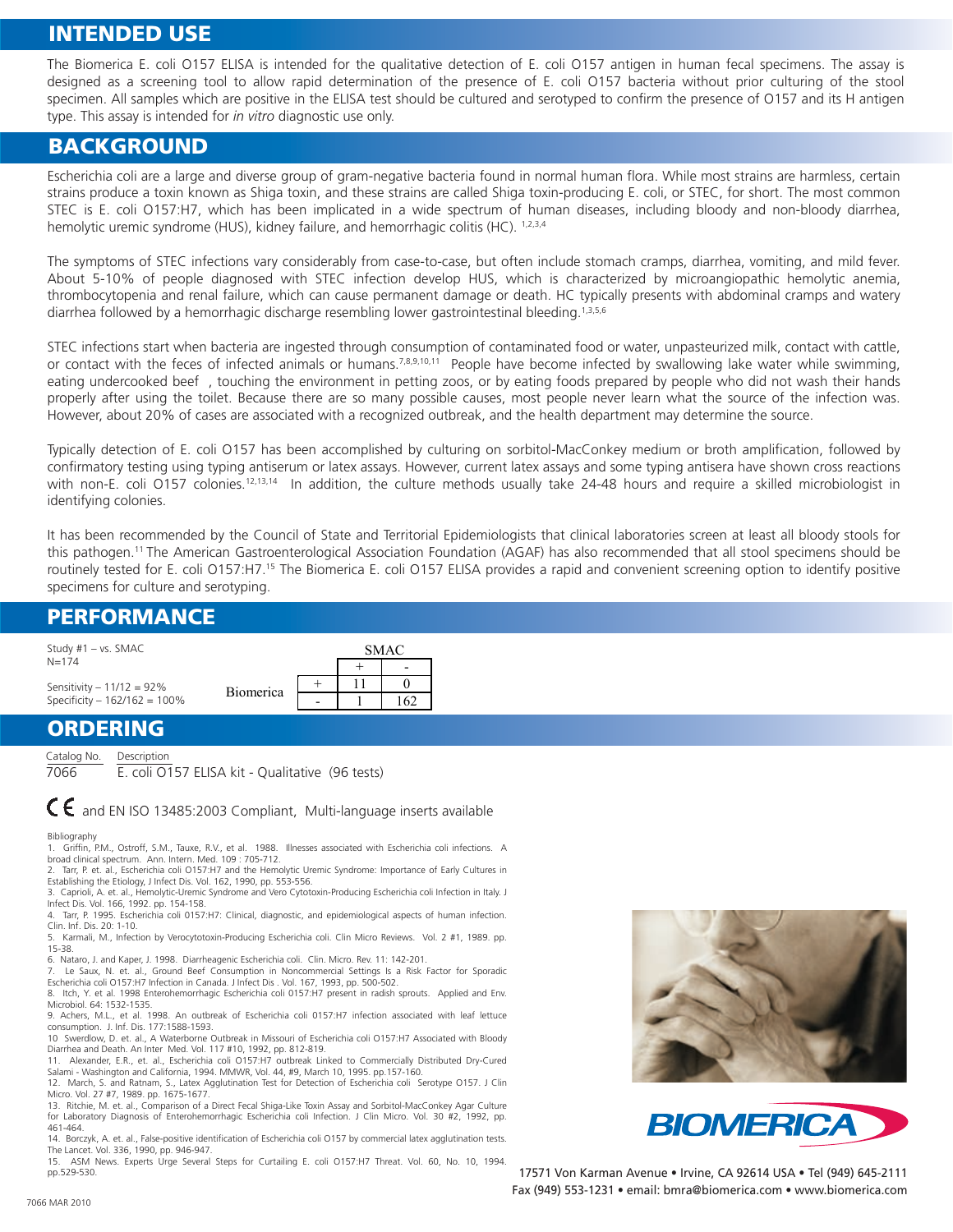## INTENDED USE

The Biomerica E. coli O157 ELISA is intended for the qualitative detection of E. coli O157 antigen in human fecal specimens. The assay is designed as a screening tool to allow rapid determination of the presence of E. coli O157 bacteria without prior culturing of the stool specimen. All samples which are positive in the ELISA test should be cultured and serotyped to confirm the presence of O157 and its H antigen type. This assay is intended for *in vitro* diagnostic use only.

## BACKGROUND

Escherichia coli are a large and diverse group of gram-negative bacteria found in normal human flora. While most strains are harmless, certain strains produce a toxin known as Shiga toxin, and these strains are called Shiga toxin-producing E. coli, or STEC, for short. The most common STEC is E. coli O157:H7, which has been implicated in a wide spectrum of human diseases, including bloody and non-bloody diarrhea, hemolytic uremic syndrome (HUS), kidney failure, and hemorrhagic colitis (HC). [1,2,3,4]

The symptoms of STEC infections vary considerably from case-to-case, but often include stomach cramps, diarrhea, vomiting, and mild fever. About 5-10% of people diagnosed with STEC infection develop HUS, which is characterized by microangiopathic hemolytic anemia, thrombocytopenia and renal failure, which can cause permanent damage or death. HC typically presents with abdominal cramps and watery diarrhea followed by a hemorrhagic discharge resembling lower gastrointestinal bleeding.[1,3,5,6]

STEC infections start when bacteria are ingested through consumption of contaminated food or water, unpasteurized milk, contact with cattle, or contact with the feces of infected animals or humans.[7,8,9,10,11] People have become infected by swallowing lake water while swimming, eating undercooked beef , touching the environment in petting zoos, or by eating foods prepared by people who did not wash their hands properly after using the toilet. Because there are so many possible causes, most people never learn what the source of the infection was. However, about 20% of cases are associated with a recognized outbreak, and the health department may determine the source.

Typically detection of E. coli O157 has been accomplished by culturing on sorbitol-MacConkey medium or broth amplification, followed by confirmatory testing using typing antiserum or latex assays. However, current latex assays and some typing antisera have shown cross reactions with non-E. coli O157 colonies.[12,13,14] In addition, the culture methods usually take 24-48 hours and require a skilled microbiologist in identifying colonies.

It has been recommended by the Council of State and Territorial Epidemiologists that clinical laboratories screen at least all bloody stools for this pathogen.[11] The American Gastroenterological Association Foundation (AGAF) has also recommended that all stool specimens should be routinely tested for E. coli O157:H7.[15] The Biomerica E. coli O157 ELISA provides a rapid and convenient screening option to identify positive specimens for culture and serotyping.

## PERFORMANCE

Study #1 – vs. SMAC
N=174

Sensitivity – 11/12 = 92%
Specificity – 162/162 = 100%

| | | SMAC | |
|---|---|---|---|
| | | + | - |
| Biomerica | + | 11 | 0 |
| | - | 1 | 162 |

## ORDERING

| Catalog No. | Description |
|---|---|
| 7066 | E. coli O157 ELISA kit - Qualitative (96 tests) |

CE and EN ISO 13485:2003 Compliant, Multi-language inserts available

Bibliography

1. Griffin, P.M., Ostroff, S.M., Tauxe, R.V., et al. 1988. Illnesses associated with Escherichia coli infections. A broad clinical spectrum. Ann. Intern. Med. 109 : 705-712.
2. Tarr, P. et. al., Escherichia coli O157:H7 and the Hemolytic Uremic Syndrome: Importance of Early Cultures in Establishing the Etiology, J Infect Dis. Vol. 162, 1990, pp. 553-556.
3. Caprioli, A. et. al., Hemolytic-Uremic Syndrome and Vero Cytotoxin-Producing Escherichia coli Infection in Italy. J Infect Dis. Vol. 166, 1992. pp. 154-158.
4. Tarr, P. 1995. Escherichia coli 0157:H7: Clinical, diagnostic, and epidemiological aspects of human infection. Clin. Inf. Dis. 20: 1-10.
5. Karmali, M., Infection by Verocytotoxin-Producing Escherichia coli. Clin Micro Reviews. Vol. 2 #1, 1989. pp. 15-38.
6. Nataro, J. and Kaper, J. 1998. Diarrheagenic Escherichia coli. Clin. Micro. Rev. 11: 142-201.
7. Le Saux, N. et. al., Ground Beef Consumption in Noncommercial Settings Is a Risk Factor for Sporadic Escherichia coli O157:H7 Infection in Canada. J Infect Dis . Vol. 167, 1993, pp. 500-502.
8. Itch, Y. et al. 1998 Enterohemorrhagic Escherichia coli 0157:H7 present in radish sprouts. Applied and Env. Microbiol. 64: 1532-1535.
9. Achers, M.L., et al. 1998. An outbreak of Escherichia coli 0157:H7 infection associated with leaf lettuce consumption. J. Inf. Dis. 177:1588-1593.
10 Swerdlow, D. et. al., A Waterborne Outbreak in Missouri of Escherichia coli O157:H7 Associated with Bloody Diarrhea and Death. An Inter Med. Vol. 117 #10, 1992, pp. 812-819.
11. Alexander, E.R., et. al., Escherichia coli O157:H7 outbreak Linked to Commercially Distributed Dry-Cured Salami - Washington and California, 1994. MMWR, Vol. 44, #9, March 10, 1995. pp.157-160.
12. March, S. and Ratnam, S., Latex Agglutination Test for Detection of Escherichia coli Serotype O157. J Clin Micro. Vol. 27 #7, 1989. pp. 1675-1677.
13. Ritchie, M. et. al., Comparison of a Direct Fecal Shiga-Like Toxin Assay and Sorbitol-MacConkey Agar Culture for Laboratory Diagnosis of Enterohemorrhagic Escherichia coli Infection. J Clin Micro. Vol. 30 #2, 1992, pp. 461-464.
14. Borczyk, A. et. al., False-positive identification of Escherichia coli O157 by commercial latex agglutination tests. The Lancet. Vol. 336, 1990, pp. 946-947.
15. ASM News. Experts Urge Several Steps for Curtailing E. coli O157:H7 Threat. Vol. 60, No. 10, 1994. pp.529-530.

BIOMERICA

17571 Von Karman Avenue • Irvine, CA 92614 USA • Tel (949) 645-2111
Fax (949) 553-1231 • email: bmra@biomerica.com • www.biomerica.com

7066 MAR 2010